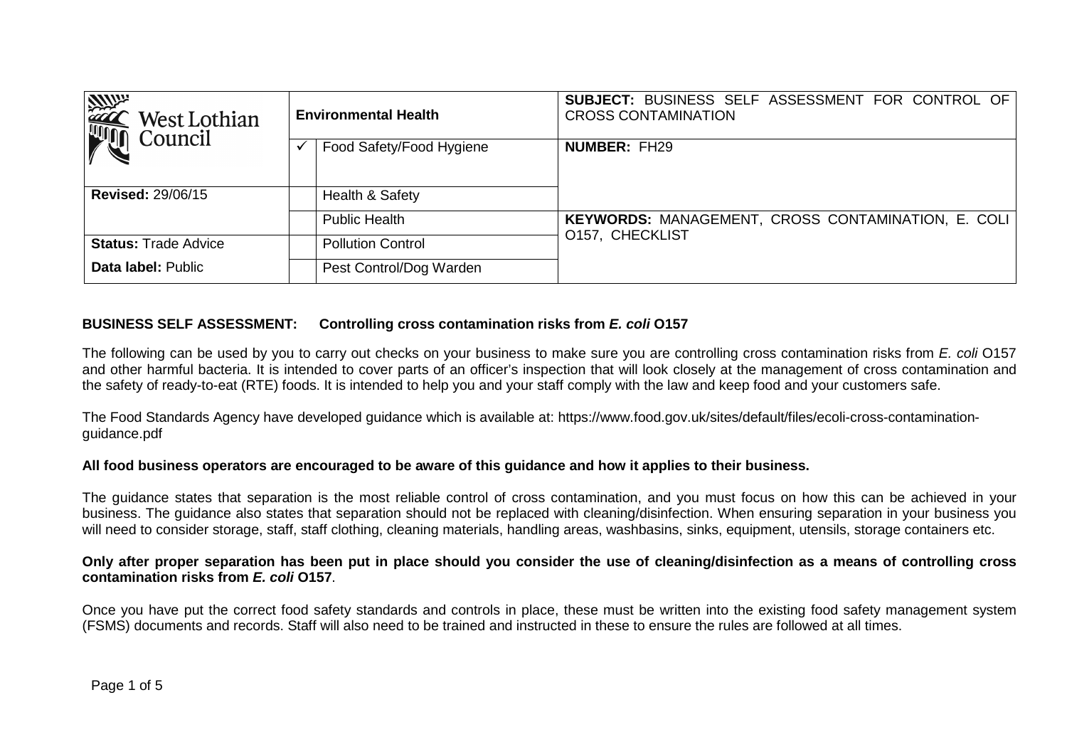| West Lothian Council | Environmental Health | | SUBJECT: BUSINESS SELF ASSESSMENT FOR CONTROL OF CROSS CONTAMINATION |
|---|---|---|---|
| | ✓ | Food Safety/Food Hygiene | **NUMBER:** FH29 |
| **Revised:** 29/06/15 | | Health & Safety | |
| | | Public Health | **KEYWORDS:** MANAGEMENT, CROSS CONTAMINATION, E. COLI O157, CHECKLIST |
| **Status:** Trade Advice | | Pollution Control | |
| **Data label:** Public | | Pest Control/Dog Warden | |

**BUSINESS SELF ASSESSMENT: Controlling cross contamination risks from *E. coli* O157**

The following can be used by you to carry out checks on your business to make sure you are controlling cross contamination risks from *E. coli* O157 and other harmful bacteria. It is intended to cover parts of an officer's inspection that will look closely at the management of cross contamination and the safety of ready-to-eat (RTE) foods. It is intended to help you and your staff comply with the law and keep food and your customers safe.

The Food Standards Agency have developed guidance which is available at: https://www.food.gov.uk/sites/default/files/ecoli-cross-contamination-guidance.pdf

**All food business operators are encouraged to be aware of this guidance and how it applies to their business.**

The guidance states that separation is the most reliable control of cross contamination, and you must focus on how this can be achieved in your business. The guidance also states that separation should not be replaced with cleaning/disinfection. When ensuring separation in your business you will need to consider storage, staff, staff clothing, cleaning materials, handling areas, washbasins, sinks, equipment, utensils, storage containers etc.

**Only after proper separation has been put in place should you consider the use of cleaning/disinfection as a means of controlling cross contamination risks from *E. coli* O157**.

Once you have put the correct food safety standards and controls in place, these must be written into the existing food safety management system (FSMS) documents and records. Staff will also need to be trained and instructed in these to ensure the rules are followed at all times.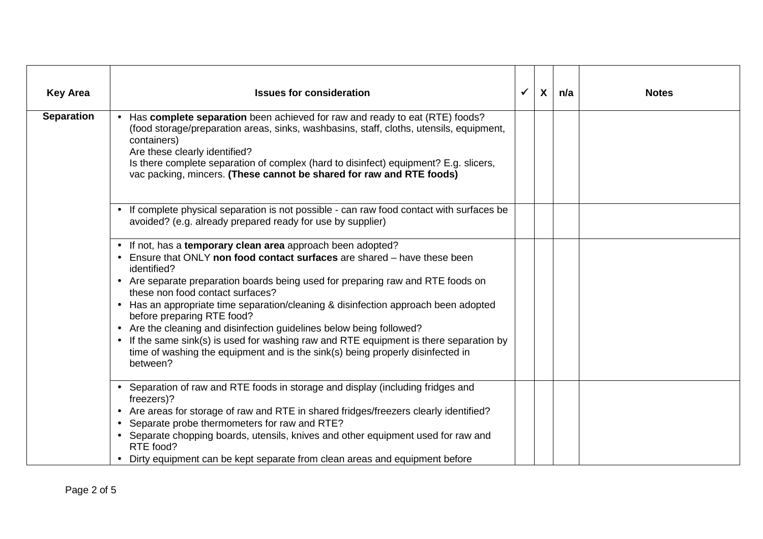| Key Area | Issues for consideration | ✓ | X | n/a | Notes |
|---|---|---|---|---|---|
| **Separation** | • Has **complete separation** been achieved for raw and ready to eat (RTE) foods? (food storage/preparation areas, sinks, washbasins, staff, cloths, utensils, equipment, containers)<br>Are these clearly identified?<br>Is there complete separation of complex (hard to disinfect) equipment? E.g. slicers, vac packing, mincers. **(These cannot be shared for raw and RTE foods)** | | | | |
| | • If complete physical separation is not possible - can raw food contact with surfaces be avoided? (e.g. already prepared ready for use by supplier) | | | | |
| | • If not, has a **temporary clean area** approach been adopted?<br>• Ensure that ONLY **non food contact surfaces** are shared – have these been identified?<br>• Are separate preparation boards being used for preparing raw and RTE foods on these non food contact surfaces?<br>• Has an appropriate time separation/cleaning & disinfection approach been adopted before preparing RTE food?<br>• Are the cleaning and disinfection guidelines below being followed?<br>• If the same sink(s) is used for washing raw and RTE equipment is there separation by time of washing the equipment and is the sink(s) being properly disinfected in between? | | | | |
| | • Separation of raw and RTE foods in storage and display (including fridges and freezers)?<br>• Are areas for storage of raw and RTE in shared fridges/freezers clearly identified?<br>• Separate probe thermometers for raw and RTE?<br>• Separate chopping boards, utensils, knives and other equipment used for raw and RTE food?<br>• Dirty equipment can be kept separate from clean areas and equipment before | | | | |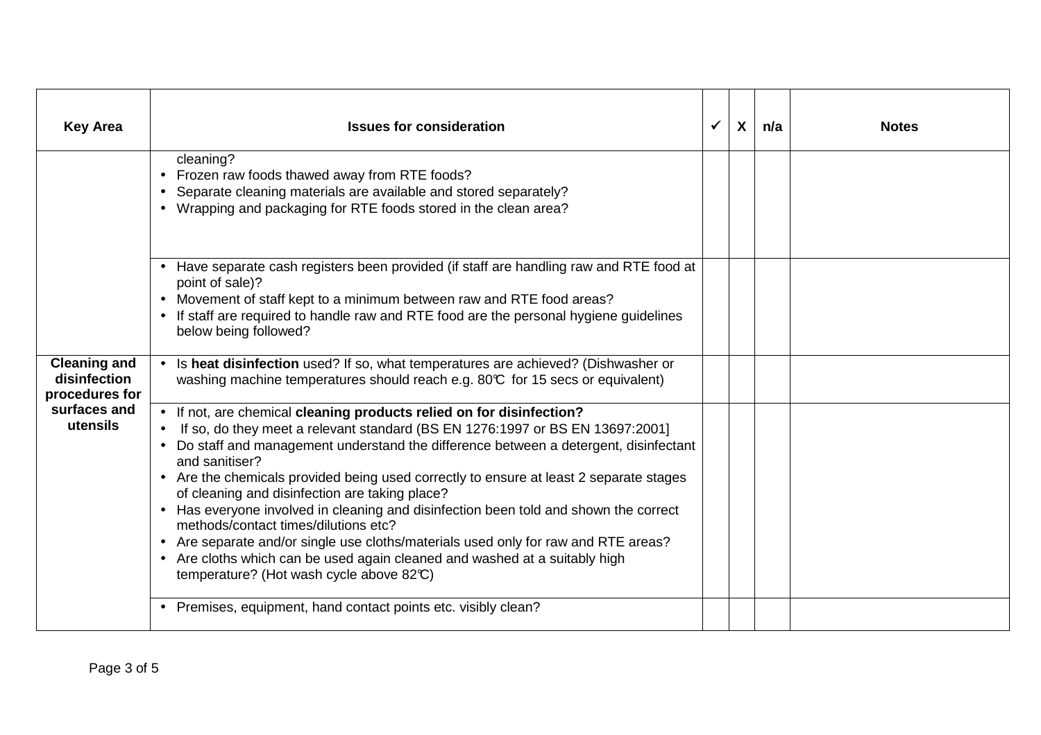| Key Area | Issues for consideration | ✓ | X | n/a | Notes |
|---|---|---|---|---|---|
| | cleaning?<br>• Frozen raw foods thawed away from RTE foods?<br>• Separate cleaning materials are available and stored separately?<br>• Wrapping and packaging for RTE foods stored in the clean area? | | | | |
| | • Have separate cash registers been provided (if staff are handling raw and RTE food at point of sale)?<br>• Movement of staff kept to a minimum between raw and RTE food areas?<br>• If staff are required to handle raw and RTE food are the personal hygiene guidelines below being followed? | | | | |
| **Cleaning and disinfection procedures for surfaces and utensils** | • Is **heat disinfection** used? If so, what temperatures are achieved? (Dishwasher or washing machine temperatures should reach e.g. 80℃ for 15 secs or equivalent) | | | | |
| | • If not, are chemical **cleaning products relied on for disinfection?**<br>• If so, do they meet a relevant standard (BS EN 1276:1997 or BS EN 13697:2001]<br>• Do staff and management understand the difference between a detergent, disinfectant and sanitiser?<br>• Are the chemicals provided being used correctly to ensure at least 2 separate stages of cleaning and disinfection are taking place?<br>• Has everyone involved in cleaning and disinfection been told and shown the correct methods/contact times/dilutions etc?<br>• Are separate and/or single use cloths/materials used only for raw and RTE areas?<br>• Are cloths which can be used again cleaned and washed at a suitably high temperature? (Hot wash cycle above 82℃) | | | | |
| | • Premises, equipment, hand contact points etc. visibly clean? | | | | |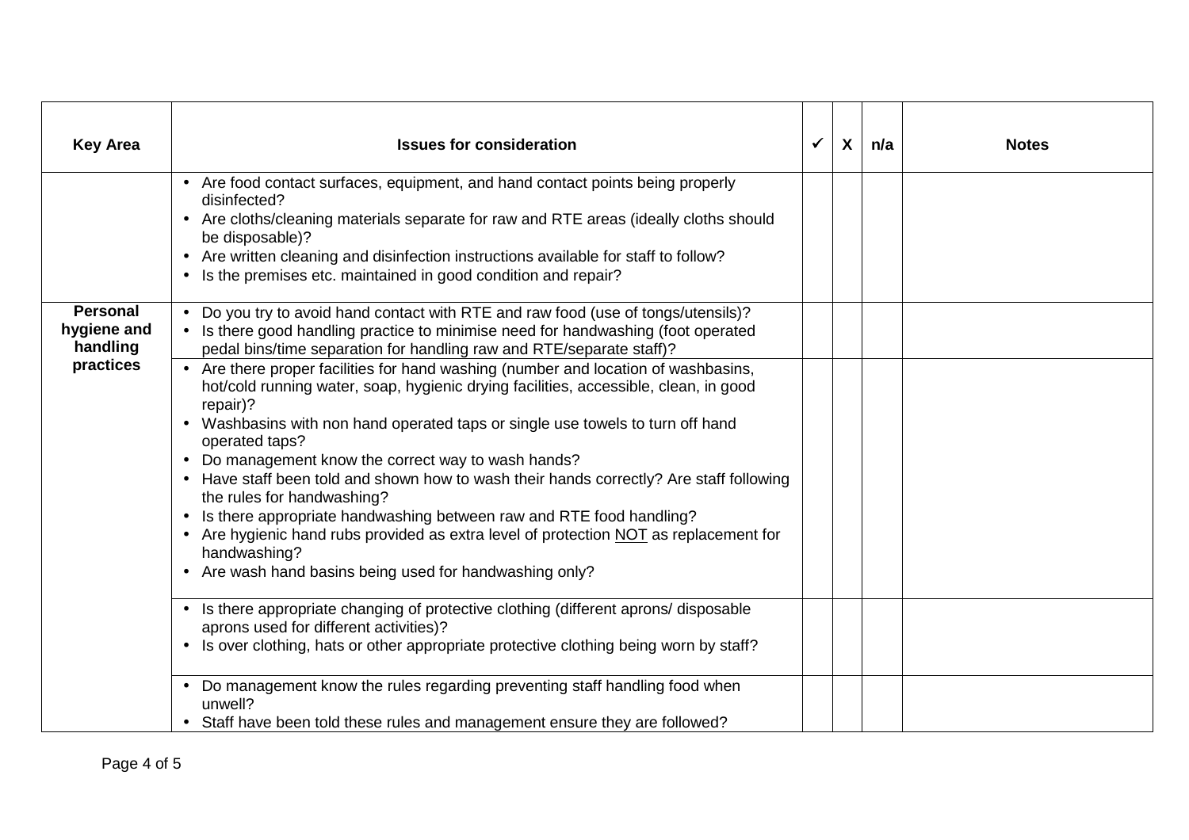| Key Area | Issues for consideration | ✓ | X | n/a | Notes |
|---|---|---|---|---|---|
| | • Are food contact surfaces, equipment, and hand contact points being properly disinfected?<br>• Are cloths/cleaning materials separate for raw and RTE areas (ideally cloths should be disposable)?<br>• Are written cleaning and disinfection instructions available for staff to follow?<br>• Is the premises etc. maintained in good condition and repair? | | | | |
| **Personal hygiene and handling practices** | • Do you try to avoid hand contact with RTE and raw food (use of tongs/utensils)?<br>• Is there good handling practice to minimise need for handwashing (foot operated pedal bins/time separation for handling raw and RTE/separate staff)? | | | | |
| | • Are there proper facilities for hand washing (number and location of washbasins, hot/cold running water, soap, hygienic drying facilities, accessible, clean, in good repair)?<br>• Washbasins with non hand operated taps or single use towels to turn off hand operated taps?<br>• Do management know the correct way to wash hands?<br>• Have staff been told and shown how to wash their hands correctly? Are staff following the rules for handwashing?<br>• Is there appropriate handwashing between raw and RTE food handling?<br>• Are hygienic hand rubs provided as extra level of protection <u>NOT</u> as replacement for handwashing?<br>• Are wash hand basins being used for handwashing only? | | | | |
| | • Is there appropriate changing of protective clothing (different aprons/ disposable aprons used for different activities)?<br>• Is over clothing, hats or other appropriate protective clothing being worn by staff? | | | | |
| | • Do management know the rules regarding preventing staff handling food when unwell?<br>• Staff have been told these rules and management ensure they are followed? | | | | |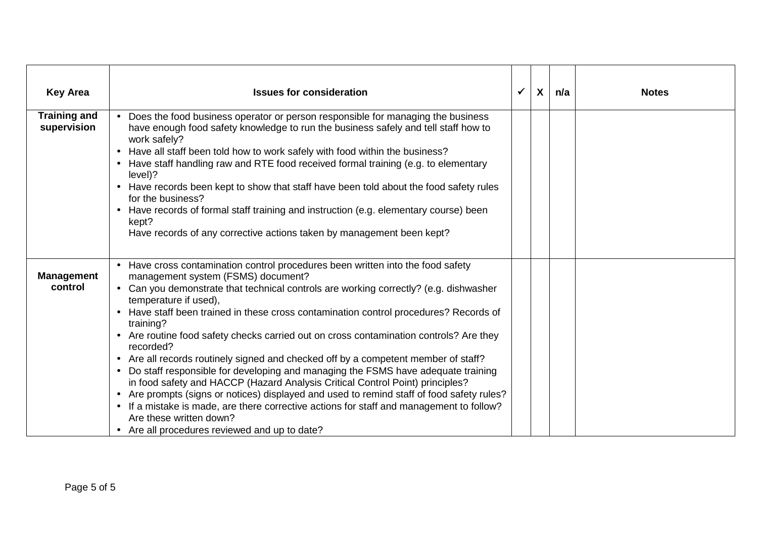| Key Area | Issues for consideration | ✓ | X | n/a | Notes |
|---|---|---|---|---|---|
| **Training and supervision** | • Does the food business operator or person responsible for managing the business have enough food safety knowledge to run the business safely and tell staff how to work safely?<br>• Have all staff been told how to work safely with food within the business?<br>• Have staff handling raw and RTE food received formal training (e.g. to elementary level)?<br>• Have records been kept to show that staff have been told about the food safety rules for the business?<br>• Have records of formal staff training and instruction (e.g. elementary course) been kept?<br>Have records of any corrective actions taken by management been kept? | | | | |
| **Management control** | • Have cross contamination control procedures been written into the food safety management system (FSMS) document?<br>• Can you demonstrate that technical controls are working correctly? (e.g. dishwasher temperature if used),<br>• Have staff been trained in these cross contamination control procedures? Records of training?<br>• Are routine food safety checks carried out on cross contamination controls? Are they recorded?<br>• Are all records routinely signed and checked off by a competent member of staff?<br>• Do staff responsible for developing and managing the FSMS have adequate training in food safety and HACCP (Hazard Analysis Critical Control Point) principles?<br>• Are prompts (signs or notices) displayed and used to remind staff of food safety rules?<br>• If a mistake is made, are there corrective actions for staff and management to follow? Are these written down?<br>• Are all procedures reviewed and up to date? | | | | |